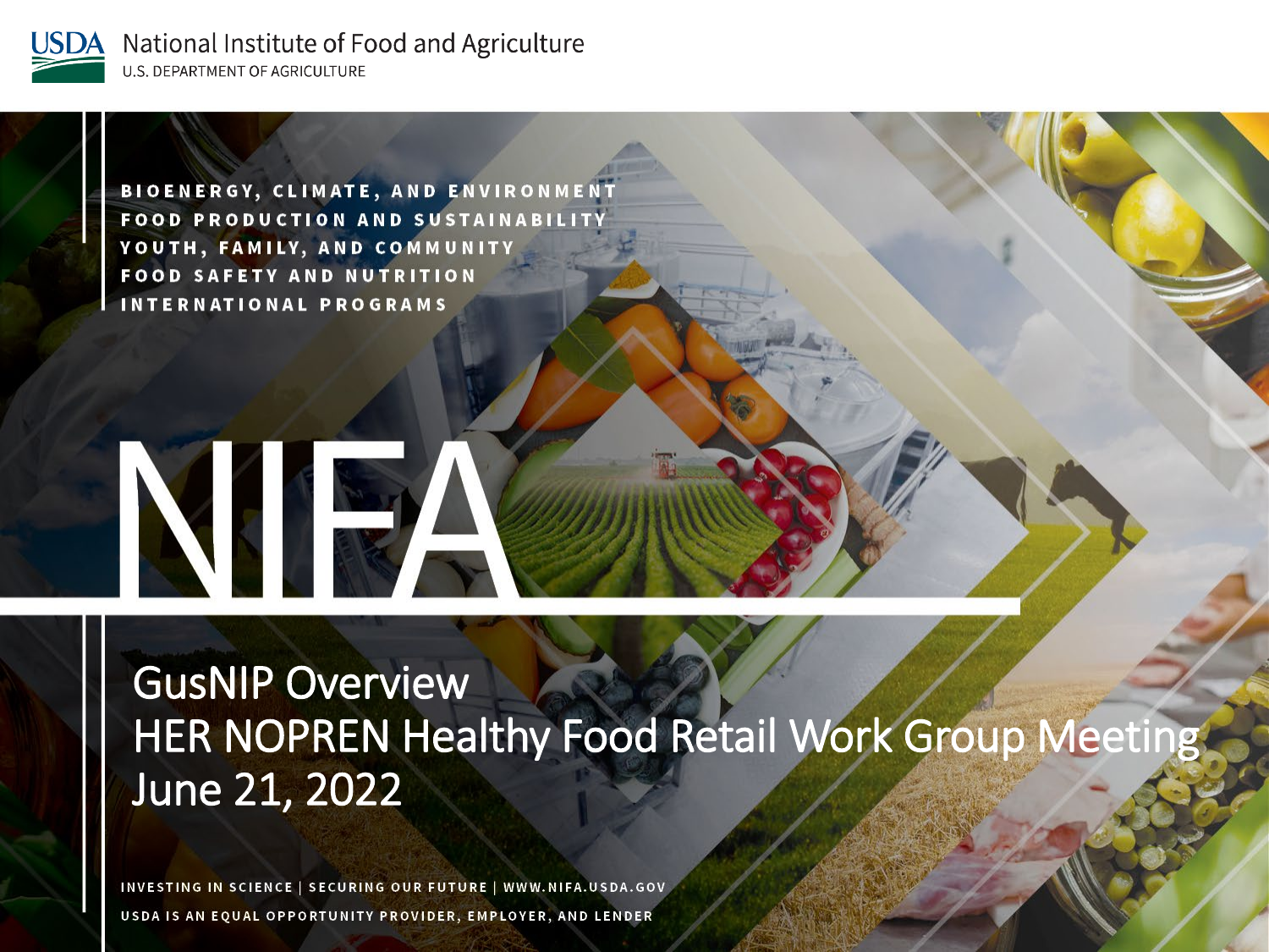USDA National Institute of Food and Agriculture
U.S. DEPARTMENT OF AGRICULTURE

BIOENERGY, CLIMATE, AND ENVIRONMENT
FOOD PRODUCTION AND SUSTAINABILITY
YOUTH, FAMILY, AND COMMUNITY
FOOD SAFETY AND NUTRITION
INTERNATIONAL PROGRAMS

# NIFA

## GusNIP Overview
## HER NOPREN Healthy Food Retail Work Group Meeting
## June 21, 2022

INVESTING IN SCIENCE | SECURING OUR FUTURE | WWW.NIFA.USDA.GOV

USDA IS AN EQUAL OPPORTUNITY PROVIDER, EMPLOYER, AND LENDER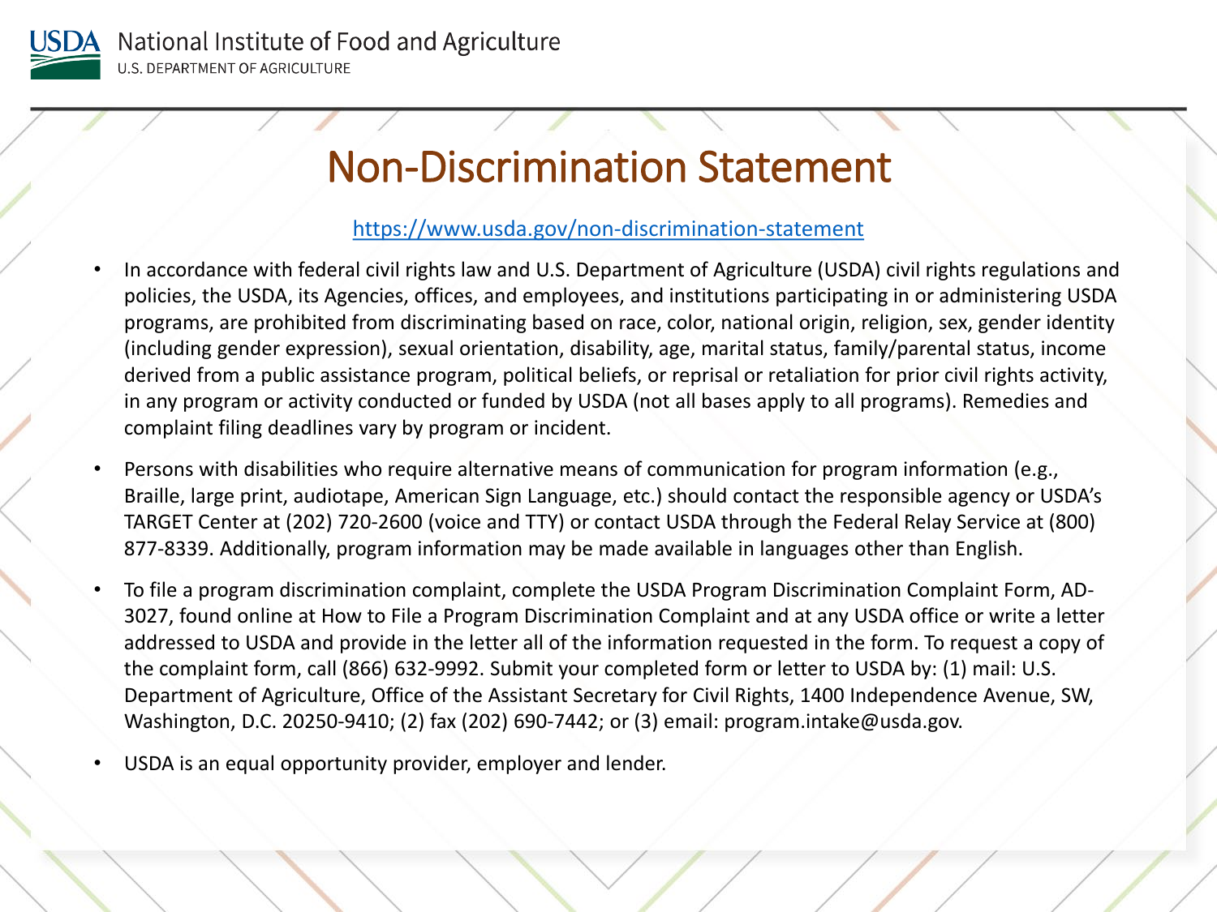# Non-Discrimination Statement

https://www.usda.gov/non-discrimination-statement

- In accordance with federal civil rights law and U.S. Department of Agriculture (USDA) civil rights regulations and policies, the USDA, its Agencies, offices, and employees, and institutions participating in or administering USDA programs, are prohibited from discriminating based on race, color, national origin, religion, sex, gender identity (including gender expression), sexual orientation, disability, age, marital status, family/parental status, income derived from a public assistance program, political beliefs, or reprisal or retaliation for prior civil rights activity, in any program or activity conducted or funded by USDA (not all bases apply to all programs). Remedies and complaint filing deadlines vary by program or incident.
- Persons with disabilities who require alternative means of communication for program information (e.g., Braille, large print, audiotape, American Sign Language, etc.) should contact the responsible agency or USDA's TARGET Center at (202) 720-2600 (voice and TTY) or contact USDA through the Federal Relay Service at (800) 877-8339. Additionally, program information may be made available in languages other than English.
- To file a program discrimination complaint, complete the USDA Program Discrimination Complaint Form, AD-3027, found online at How to File a Program Discrimination Complaint and at any USDA office or write a letter addressed to USDA and provide in the letter all of the information requested in the form. To request a copy of the complaint form, call (866) 632-9992. Submit your completed form or letter to USDA by: (1) mail: U.S. Department of Agriculture, Office of the Assistant Secretary for Civil Rights, 1400 Independence Avenue, SW, Washington, D.C. 20250-9410; (2) fax (202) 690-7442; or (3) email: program.intake@usda.gov.
- USDA is an equal opportunity provider, employer and lender.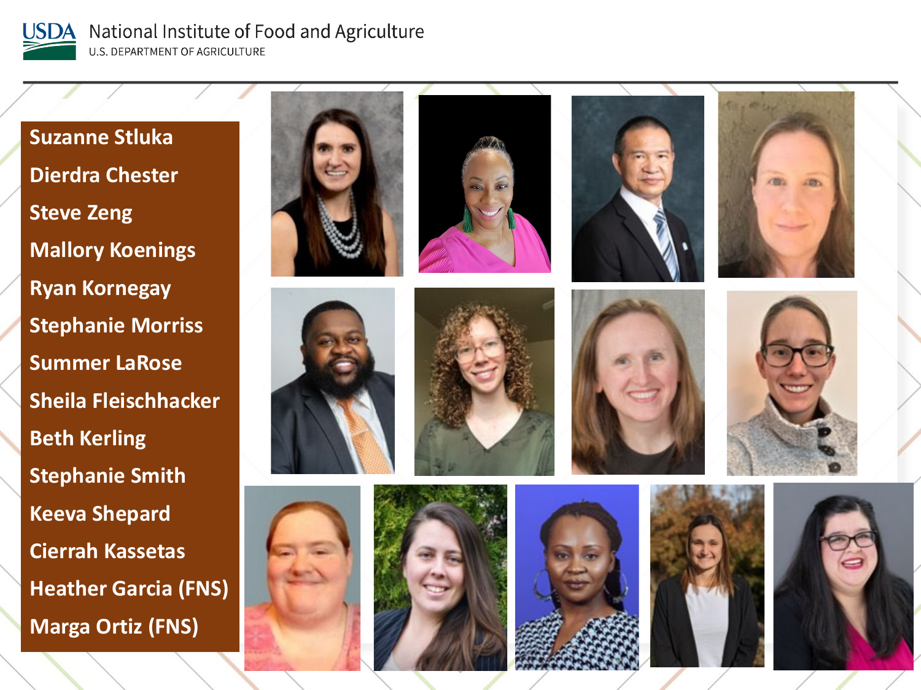National Institute of Food and Agriculture
U.S. DEPARTMENT OF AGRICULTURE

- Suzanne Stluka
- Dierdra Chester
- Steve Zeng
- Mallory Koenings
- Ryan Kornegay
- Stephanie Morriss
- Summer LaRose
- Sheila Fleischhacker
- Beth Kerling
- Stephanie Smith
- Keeva Shepard
- Cierrah Kassetas
- Heather Garcia (FNS)
- Marga Ortiz (FNS)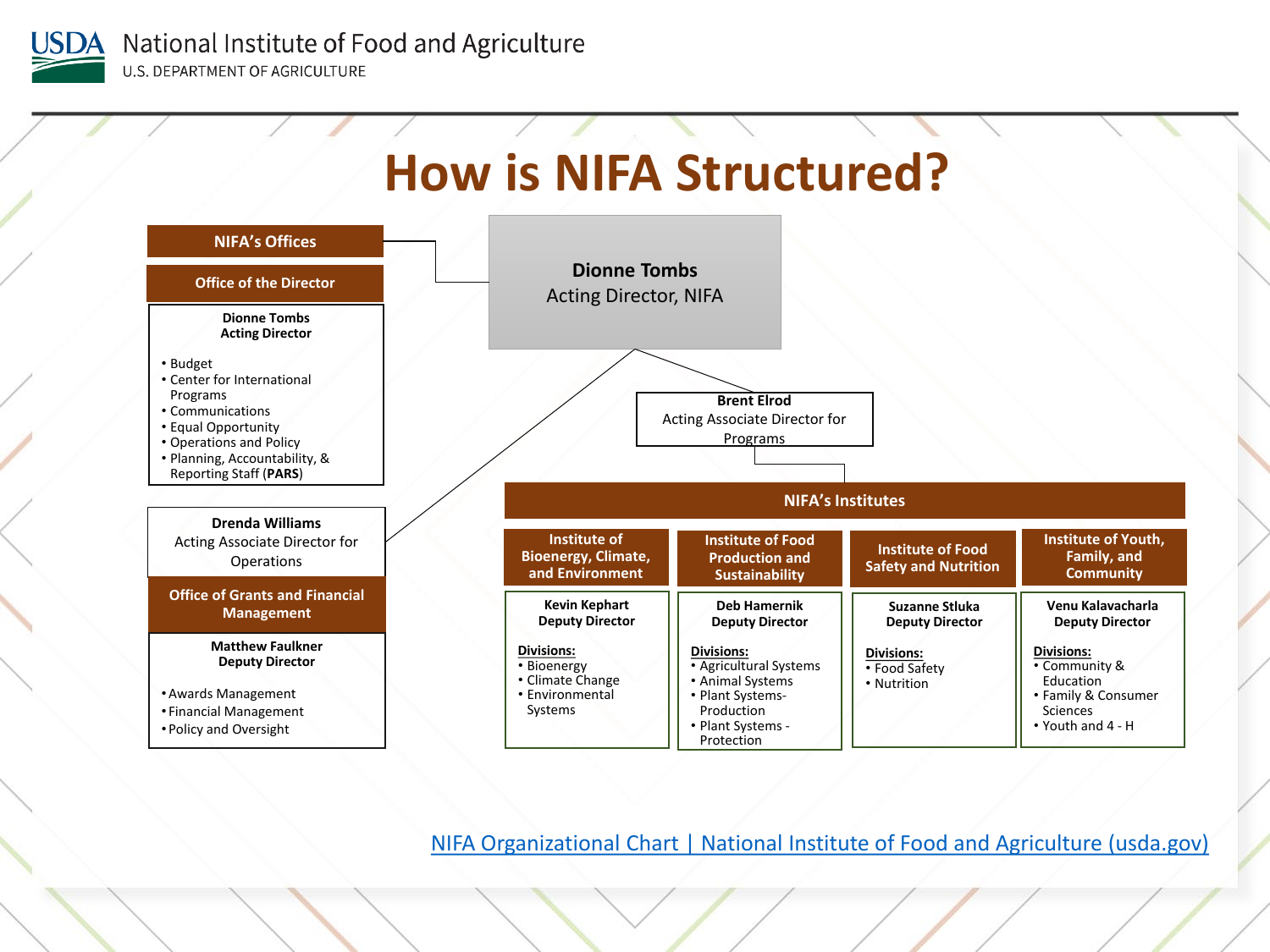# How is NIFA Structured?

**Dionne Tombs**
Acting Director, NIFA

## NIFA's Offices

### Office of the Director

**Dionne Tombs**
**Acting Director**

- Budget
- Center for International Programs
- Communications
- Equal Opportunity
- Operations and Policy
- Planning, Accountability, & Reporting Staff (**PARS**)

**Drenda Williams**
Acting Associate Director for Operations

### Office of Grants and Financial Management

**Matthew Faulkner**
**Deputy Director**

- Awards Management
- Financial Management
- Policy and Oversight

**Brent Elrod**
Acting Associate Director for Programs

## NIFA's Institutes

### Institute of Bioenergy, Climate, and Environment

**Kevin Kephart**
**Deputy Director**

Divisions:
- Bioenergy
- Climate Change
- Environmental Systems

### Institute of Food Production and Sustainability

**Deb Hamernik**
**Deputy Director**

Divisions:
- Agricultural Systems
- Animal Systems
- Plant Systems-Production
- Plant Systems - Protection

### Institute of Food Safety and Nutrition

**Suzanne Stluka**
**Deputy Director**

Divisions:
- Food Safety
- Nutrition

### Institute of Youth, Family, and Community

**Venu Kalavacharla**
**Deputy Director**

Divisions:
- Community & Education
- Family & Consumer Sciences
- Youth and 4 - H

[NIFA Organizational Chart | National Institute of Food and Agriculture (usda.gov)]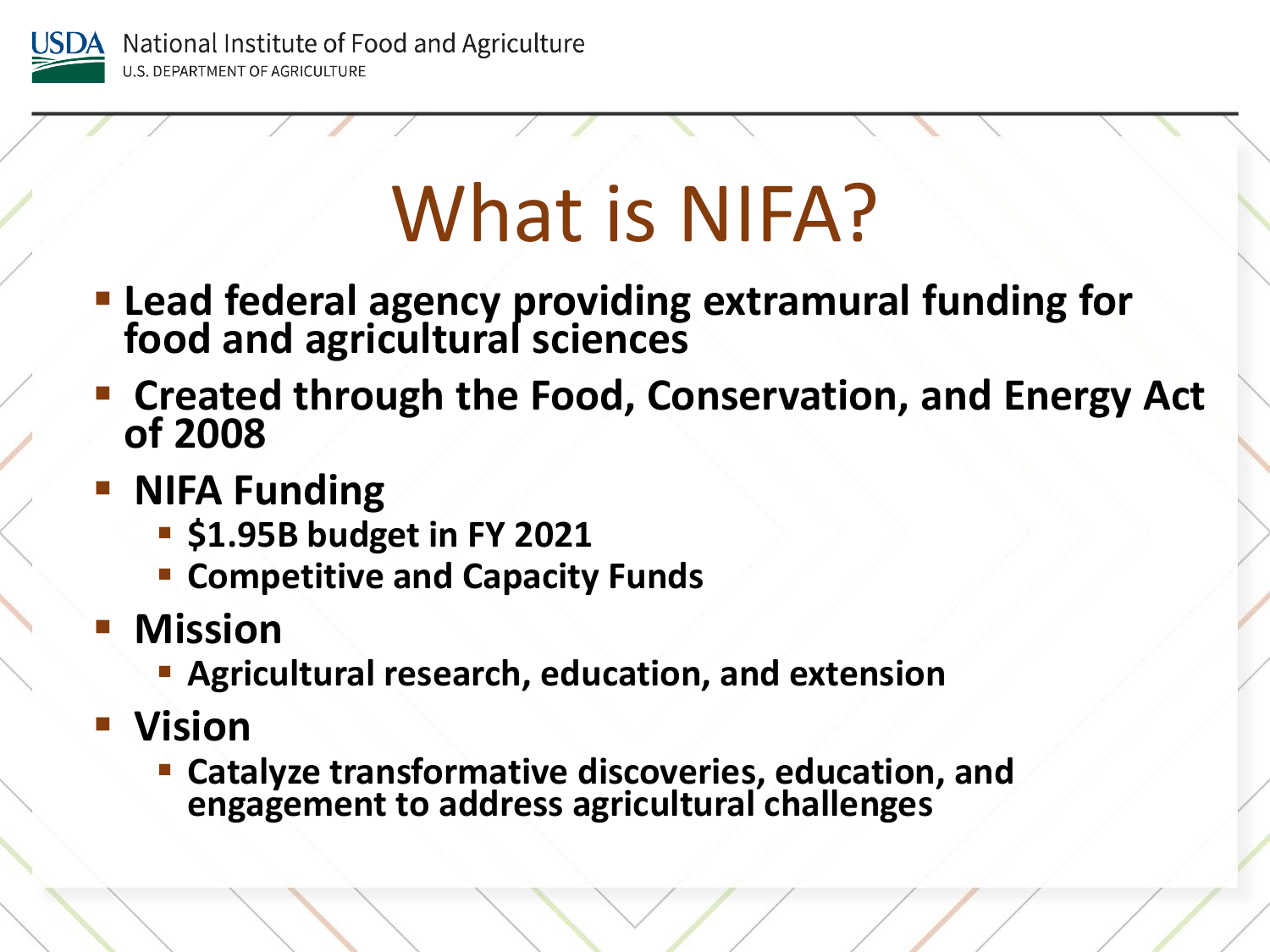# What is NIFA?

- **Lead federal agency providing extramural funding for food and agricultural sciences**
- **Created through the Food, Conservation, and Energy Act of 2008**
- **NIFA Funding**
  - **$1.95B budget in FY 2021**
  - **Competitive and Capacity Funds**
- **Mission**
  - **Agricultural research, education, and extension**
- **Vision**
  - **Catalyze transformative discoveries, education, and engagement to address agricultural challenges**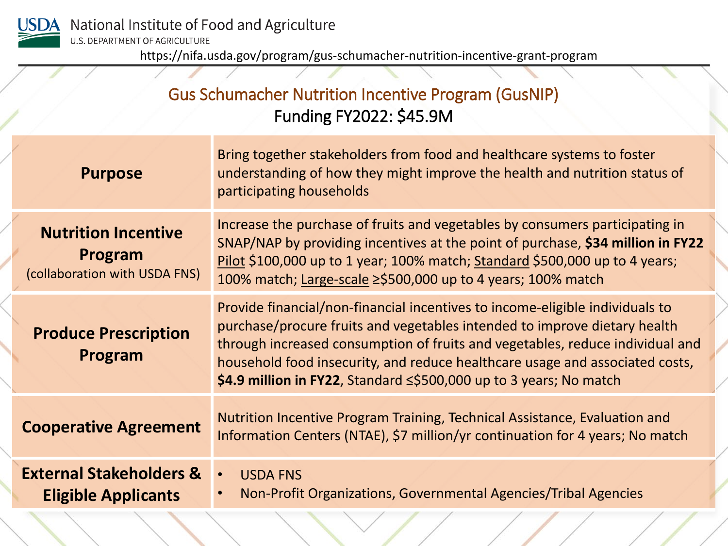USDA National Institute of Food and Agriculture
U.S. DEPARTMENT OF AGRICULTURE

https://nifa.usda.gov/program/gus-schumacher-nutrition-incentive-grant-program

## Gus Schumacher Nutrition Incentive Program (GusNIP)

### Funding FY2022: $45.9M

| | |
|---|---|
| **Purpose** | Bring together stakeholders from food and healthcare systems to foster understanding of how they might improve the health and nutrition status of participating households |
| **Nutrition Incentive Program** (collaboration with USDA FNS) | Increase the purchase of fruits and vegetables by consumers participating in SNAP/NAP by providing incentives at the point of purchase, **$34 million in FY22** Pilot $100,000 up to 1 year; 100% match; Standard $500,000 up to 4 years; 100% match; Large-scale ≥$500,000 up to 4 years; 100% match |
| **Produce Prescription Program** | Provide financial/non-financial incentives to income-eligible individuals to purchase/procure fruits and vegetables intended to improve dietary health through increased consumption of fruits and vegetables, reduce individual and household food insecurity, and reduce healthcare usage and associated costs, **$4.9 million in FY22**, Standard ≤$500,000 up to 3 years; No match |
| **Cooperative Agreement** | Nutrition Incentive Program Training, Technical Assistance, Evaluation and Information Centers (NTAE), $7 million/yr continuation for 4 years; No match |
| **External Stakeholders & Eligible Applicants** | • USDA FNS<br>• Non-Profit Organizations, Governmental Agencies/Tribal Agencies |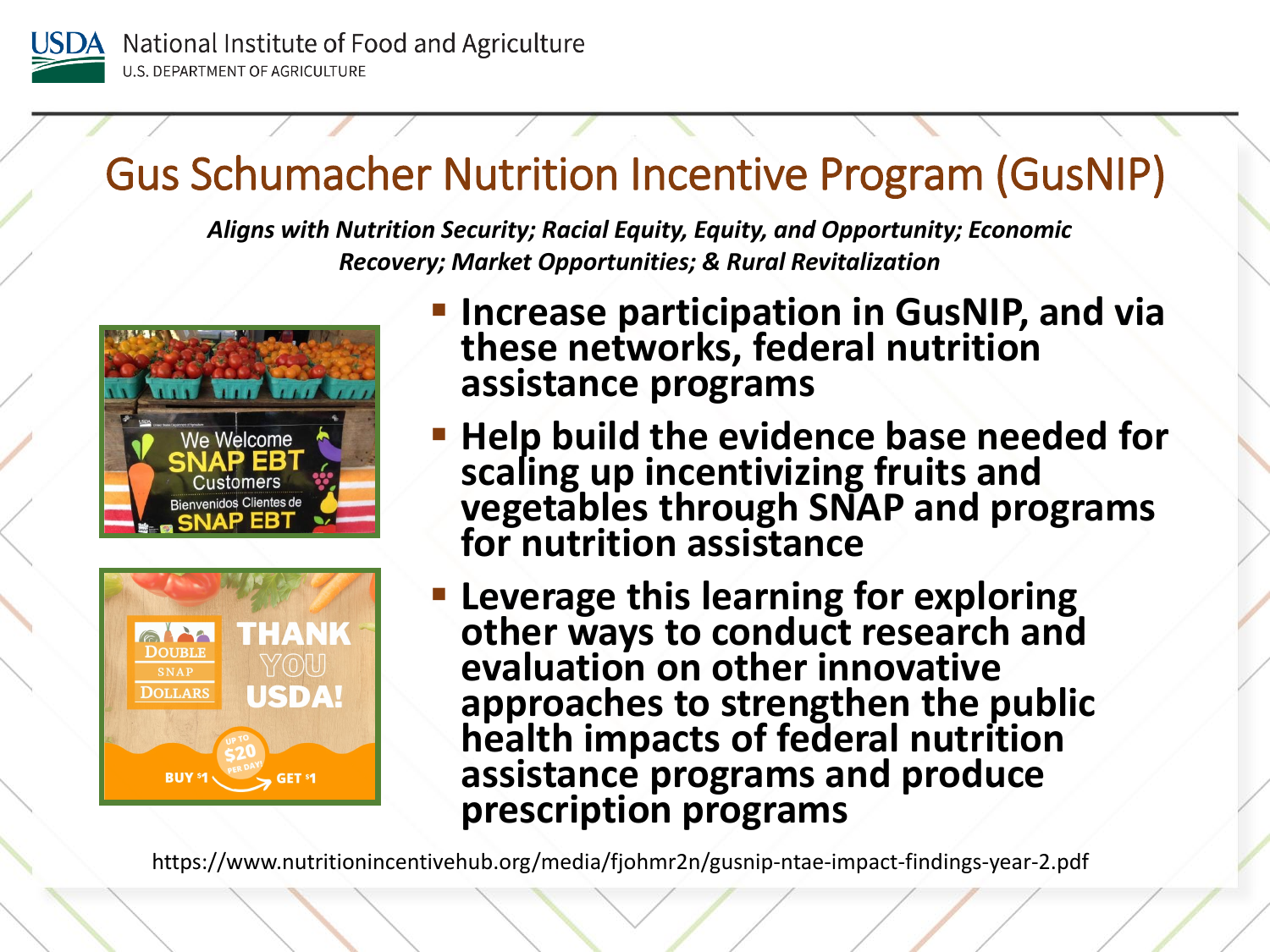# Gus Schumacher Nutrition Incentive Program (GusNIP)

***Aligns with Nutrition Security; Racial Equity, Equity, and Opportunity; Economic Recovery; Market Opportunities; & Rural Revitalization***

- **Increase participation in GusNIP, and via these networks, federal nutrition assistance programs**
- **Help build the evidence base needed for scaling up incentivizing fruits and vegetables through SNAP and programs for nutrition assistance**
- **Leverage this learning for exploring other ways to conduct research and evaluation on other innovative approaches to strengthen the public health impacts of federal nutrition assistance programs and produce prescription programs**

https://www.nutritionincentivehub.org/media/fjohmr2n/gusnip-ntae-impact-findings-year-2.pdf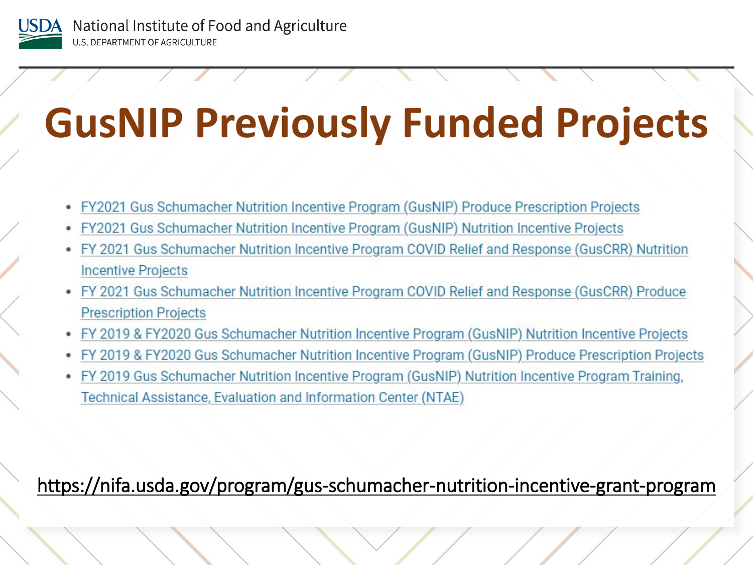# GusNIP Previously Funded Projects

- FY2021 Gus Schumacher Nutrition Incentive Program (GusNIP) Produce Prescription Projects
- FY2021 Gus Schumacher Nutrition Incentive Program (GusNIP) Nutrition Incentive Projects
- FY 2021 Gus Schumacher Nutrition Incentive Program COVID Relief and Response (GusCRR) Nutrition Incentive Projects
- FY 2021 Gus Schumacher Nutrition Incentive Program COVID Relief and Response (GusCRR) Produce Prescription Projects
- FY 2019 & FY2020 Gus Schumacher Nutrition Incentive Program (GusNIP) Nutrition Incentive Projects
- FY 2019 & FY2020 Gus Schumacher Nutrition Incentive Program (GusNIP) Produce Prescription Projects
- FY 2019 Gus Schumacher Nutrition Incentive Program (GusNIP) Nutrition Incentive Program Training, Technical Assistance, Evaluation and Information Center (NTAE)

https://nifa.usda.gov/program/gus-schumacher-nutrition-incentive-grant-program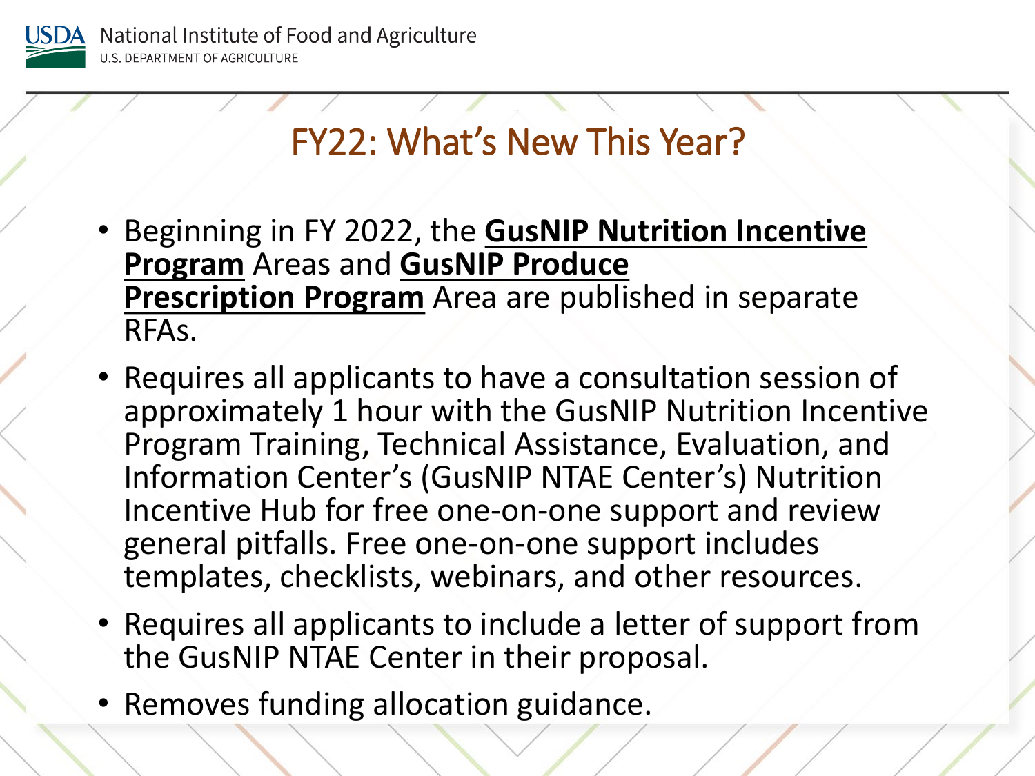# FY22: What's New This Year?

- Beginning in FY 2022, the **GusNIP Nutrition Incentive Program** Areas and **GusNIP Produce Prescription Program** Area are published in separate RFAs.
- Requires all applicants to have a consultation session of approximately 1 hour with the GusNIP Nutrition Incentive Program Training, Technical Assistance, Evaluation, and Information Center's (GusNIP NTAE Center's) Nutrition Incentive Hub for free one-on-one support and review general pitfalls. Free one-on-one support includes templates, checklists, webinars, and other resources.
- Requires all applicants to include a letter of support from the GusNIP NTAE Center in their proposal.
- Removes funding allocation guidance.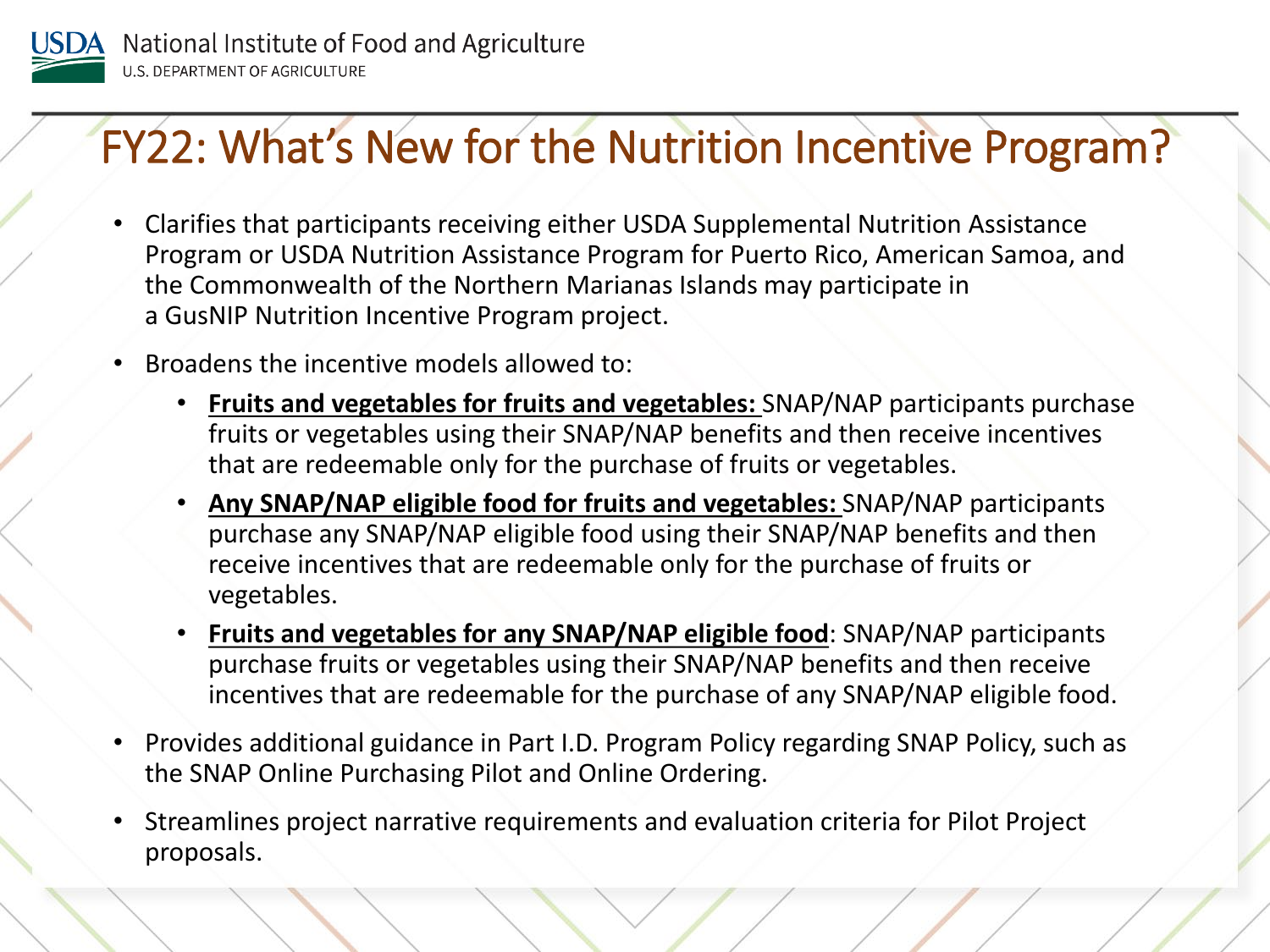# FY22: What's New for the Nutrition Incentive Program?

- Clarifies that participants receiving either USDA Supplemental Nutrition Assistance Program or USDA Nutrition Assistance Program for Puerto Rico, American Samoa, and the Commonwealth of the Northern Marianas Islands may participate in a GusNIP Nutrition Incentive Program project.
- Broadens the incentive models allowed to:
  - **Fruits and vegetables for fruits and vegetables:** SNAP/NAP participants purchase fruits or vegetables using their SNAP/NAP benefits and then receive incentives that are redeemable only for the purchase of fruits or vegetables.
  - **Any SNAP/NAP eligible food for fruits and vegetables:** SNAP/NAP participants purchase any SNAP/NAP eligible food using their SNAP/NAP benefits and then receive incentives that are redeemable only for the purchase of fruits or vegetables.
  - **Fruits and vegetables for any SNAP/NAP eligible food**: SNAP/NAP participants purchase fruits or vegetables using their SNAP/NAP benefits and then receive incentives that are redeemable for the purchase of any SNAP/NAP eligible food.
- Provides additional guidance in Part I.D. Program Policy regarding SNAP Policy, such as the SNAP Online Purchasing Pilot and Online Ordering.
- Streamlines project narrative requirements and evaluation criteria for Pilot Project proposals.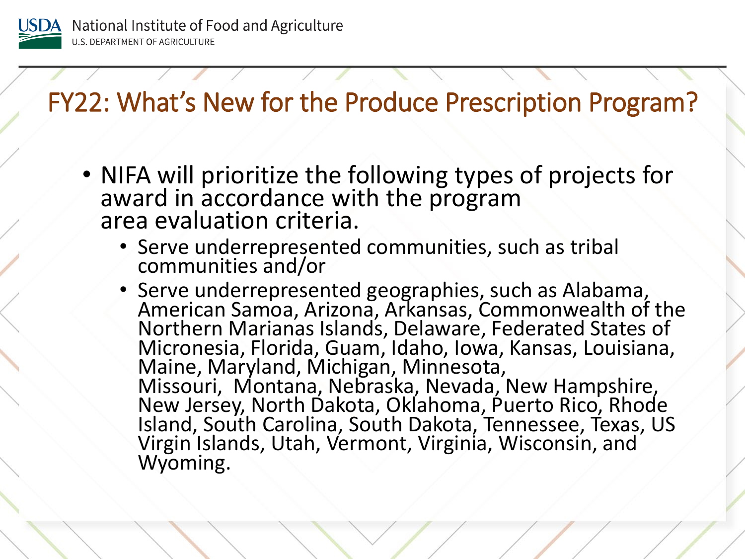# FY22: What's New for the Produce Prescription Program?

- NIFA will prioritize the following types of projects for award in accordance with the program area evaluation criteria.
  - Serve underrepresented communities, such as tribal communities and/or
  - Serve underrepresented geographies, such as Alabama, American Samoa, Arizona, Arkansas, Commonwealth of the Northern Marianas Islands, Delaware, Federated States of Micronesia, Florida, Guam, Idaho, Iowa, Kansas, Louisiana, Maine, Maryland, Michigan, Minnesota, Missouri, Montana, Nebraska, Nevada, New Hampshire, New Jersey, North Dakota, Oklahoma, Puerto Rico, Rhode Island, South Carolina, South Dakota, Tennessee, Texas, US Virgin Islands, Utah, Vermont, Virginia, Wisconsin, and Wyoming.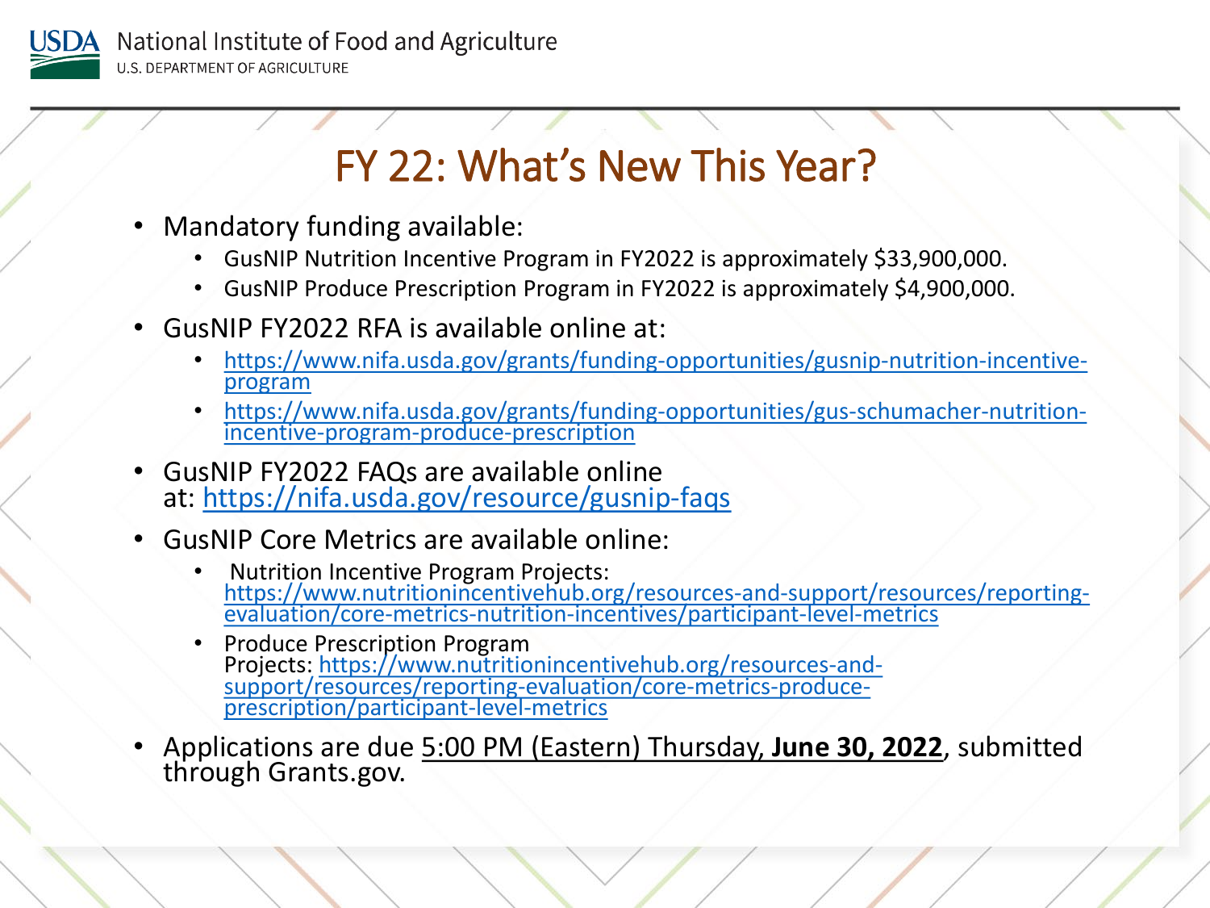# FY 22: What's New This Year?

- Mandatory funding available:
  - GusNIP Nutrition Incentive Program in FY2022 is approximately $33,900,000.
  - GusNIP Produce Prescription Program in FY2022 is approximately $4,900,000.
- GusNIP FY2022 RFA is available online at:
  - https://www.nifa.usda.gov/grants/funding-opportunities/gusnip-nutrition-incentive-program
  - https://www.nifa.usda.gov/grants/funding-opportunities/gus-schumacher-nutrition-incentive-program-produce-prescription
- GusNIP FY2022 FAQs are available online at: https://nifa.usda.gov/resource/gusnip-faqs
- GusNIP Core Metrics are available online:
  - Nutrition Incentive Program Projects: https://www.nutritionincentivehub.org/resources-and-support/resources/reporting-evaluation/core-metrics-nutrition-incentives/participant-level-metrics
  - Produce Prescription Program Projects: https://www.nutritionincentivehub.org/resources-and-support/resources/reporting-evaluation/core-metrics-produce-prescription/participant-level-metrics
- Applications are due 5:00 PM (Eastern) Thursday, **June 30, 2022**, submitted through Grants.gov.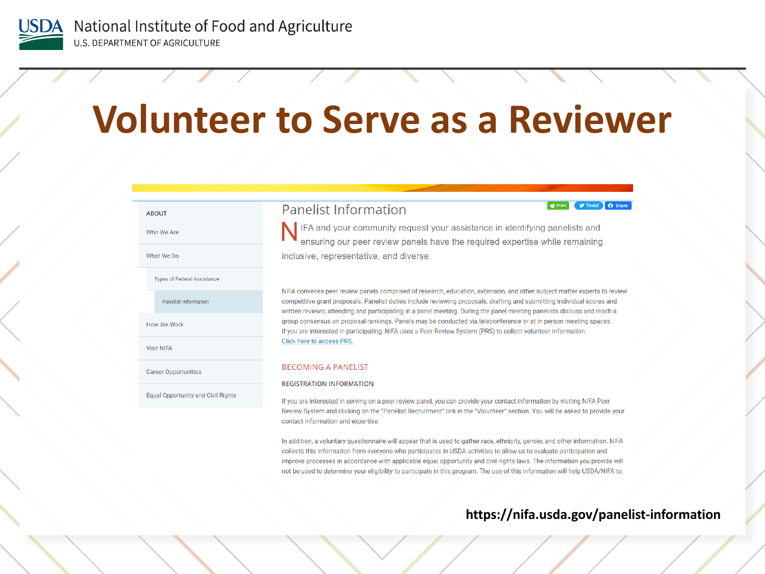# Volunteer to Serve as a Reviewer

ABOUT

- Who We Are
- What We Do
  - Types of Federal Assistance
    - Panelist Information
- How We Work
- Visit NIFA
- Career Opportunities
- Equal Opportunity and Civil Rights

## Panelist Information

Print | Tweet | Share

NIFA and your community request your assistance in identifying panelists and ensuring our peer review panels have the required expertise while remaining inclusive, representative, and diverse.

NIFA convenes peer review panels comprised of research, education, extension, and other subject matter experts to review competitive grant proposals. Panelist duties include reviewing proposals; drafting and submitting individual scores and written reviews; attending and participating in a panel meeting. During the panel meeting panelists discuss and reach a group consensus on proposal rankings. Panels may be conducted via teleconference or at in person meeting spaces. If you are interested in participating, NIFA uses a Peer Review System (PRS) to collect volunteer information. Click here to access PRS.

### BECOMING A PANELIST

#### REGISTRATION INFORMATION

If you are interested in serving on a peer-review panel, you can provide your contact information by visiting NIFA Peer Review System and clicking on the "Panelist Recruitment" link in the "Volunteer" section. You will be asked to provide your contact information and expertise.

In addition, a voluntary questionnaire will appear that is used to gather race, ethnicity, gender, and other information. NIFA collects this information from everyone who participates in USDA activities to allow us to evaluate participation and improve processes in accordance with applicable equal opportunity and civil rights laws. The information you provide will not be used to determine your eligibility to participate in this program. The use of this information will help USDA/NIFA to:

**https://nifa.usda.gov/panelist-information**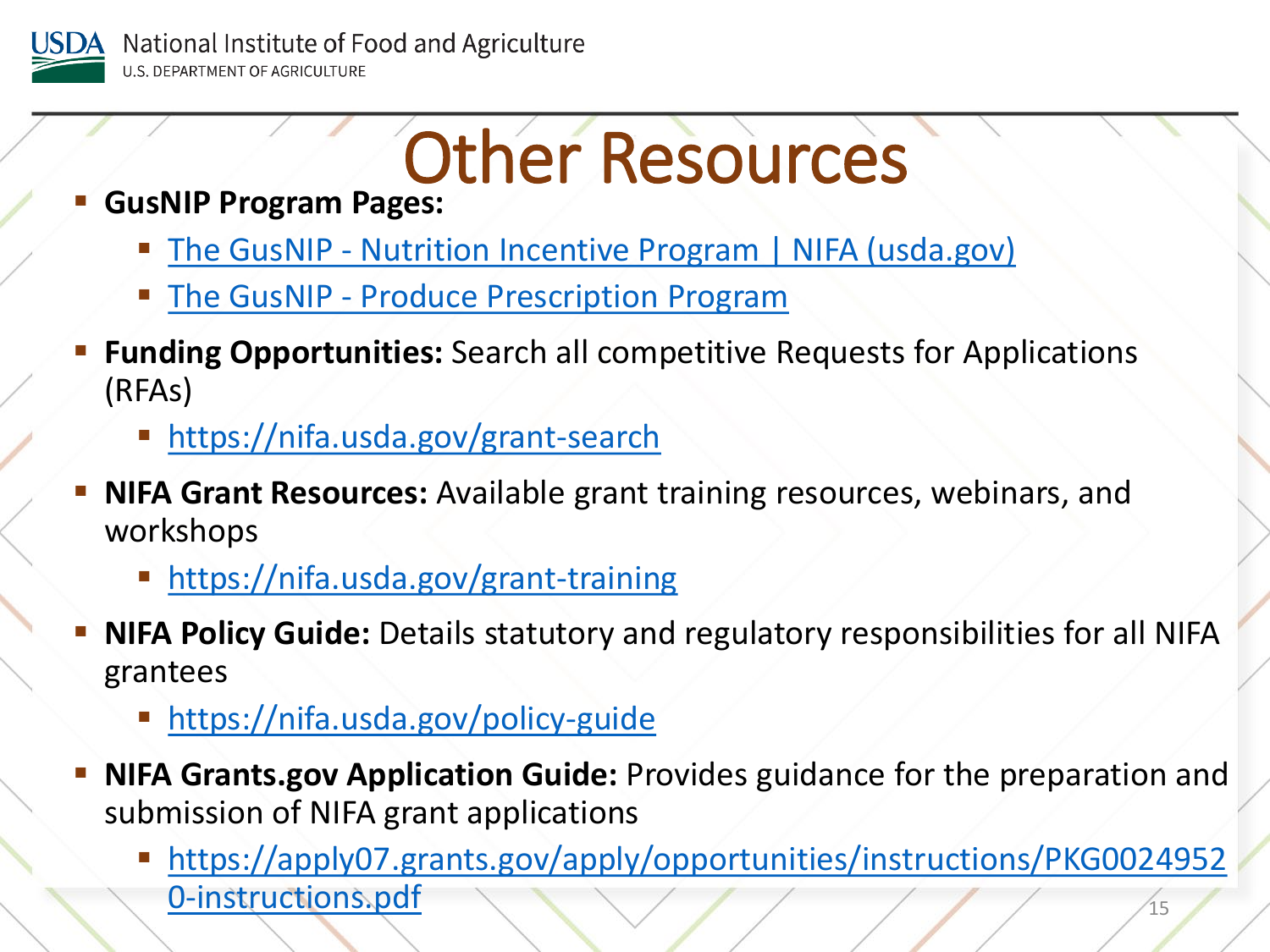# Other Resources

- **GusNIP Program Pages:**
  - The GusNIP - Nutrition Incentive Program | NIFA (usda.gov)
  - The GusNIP - Produce Prescription Program
- **Funding Opportunities:** Search all competitive Requests for Applications (RFAs)
  - https://nifa.usda.gov/grant-search
- **NIFA Grant Resources:** Available grant training resources, webinars, and workshops
  - https://nifa.usda.gov/grant-training
- **NIFA Policy Guide:** Details statutory and regulatory responsibilities for all NIFA grantees
  - https://nifa.usda.gov/policy-guide
- **NIFA Grants.gov Application Guide:** Provides guidance for the preparation and submission of NIFA grant applications
  - https://apply07.grants.gov/apply/opportunities/instructions/PKG00249520-instructions.pdf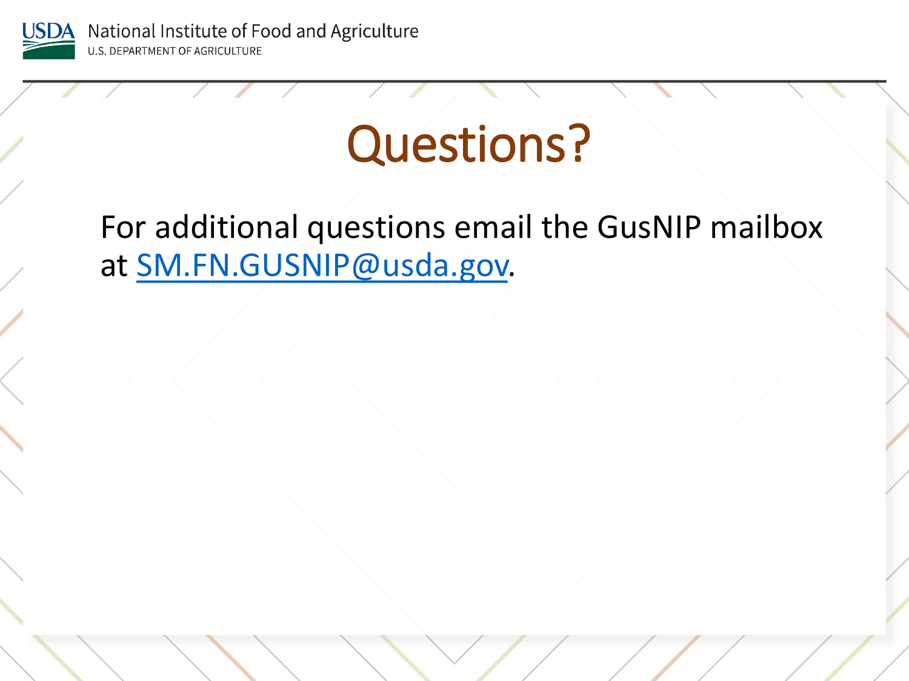# Questions?

For additional questions email the GusNIP mailbox at SM.FN.GUSNIP@usda.gov.